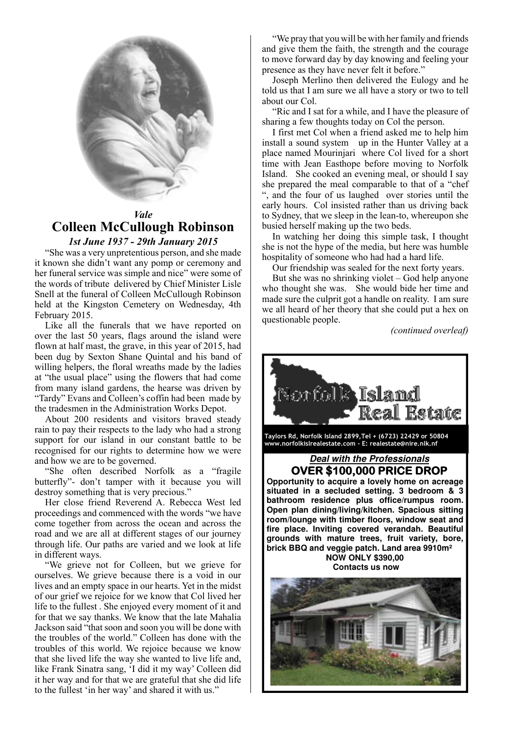*Vale*

# Colleen McCullough Robinson

***1st June 1937 - 29th January 2015***

"She was a very unpretentious person, and she made it known she didn't want any pomp or ceremony and her funeral service was simple and nice" were some of the words of tribute delivered by Chief Minister Lisle Snell at the funeral of Colleen McCullough Robinson held at the Kingston Cemetery on Wednesday, 4th February 2015.

Like all the funerals that we have reported on over the last 50 years, flags around the island were flown at half mast, the grave, in this year of 2015, had been dug by Sexton Shane Quintal and his band of willing helpers, the floral wreaths made by the ladies at "the usual place" using the flowers that had come from many island gardens, the hearse was driven by "Tardy" Evans and Colleen's coffin had been made by the tradesmen in the Administration Works Depot.

About 200 residents and visitors braved steady rain to pay their respects to the lady who had a strong support for our island in our constant battle to be recognised for our rights to determine how we were and how we are to be governed.

"She often described Norfolk as a "fragile butterfly"- don't tamper with it because you will destroy something that is very precious."

Her close friend Reverend A. Rebecca West led proceedings and commenced with the words "we have come together from across the ocean and across the road and we are all at different stages of our journey through life. Our paths are varied and we look at life in different ways.

"We grieve not for Colleen, but we grieve for ourselves. We grieve because there is a void in our lives and an empty space in our hearts. Yet in the midst of our grief we rejoice for we know that Col lived her life to the fullest . She enjoyed every moment of it and for that we say thanks. We know that the late Mahalia Jackson said "that soon and soon you will be done with the troubles of the world." Colleen has done with the troubles of this world. We rejoice because we know that she lived life the way she wanted to live life and, like Frank Sinatra sang, 'I did it my way' Colleen did it her way and for that we are grateful that she did life to the fullest 'in her way' and shared it with us."

"We pray that you will be with her family and friends and give them the faith, the strength and the courage to move forward day by day knowing and feeling your presence as they have never felt it before."

Joseph Merlino then delivered the Eulogy and he told us that I am sure we all have a story or two to tell about our Col.

"Ric and I sat for a while, and I have the pleasure of sharing a few thoughts today on Col the person.

I first met Col when a friend asked me to help him install a sound system up in the Hunter Valley at a place named Mourinjari where Col lived for a short time with Jean Easthope before moving to Norfolk Island. She cooked an evening meal, or should I say she prepared the meal comparable to that of a "chef ", and the four of us laughed over stories until the early hours. Col insisted rather than us driving back to Sydney, that we sleep in the lean-to, whereupon she busied herself making up the two beds.

In watching her doing this simple task, I thought she is not the hype of the media, but here was humble hospitality of someone who had had a hard life.

Our friendship was sealed for the next forty years.

But she was no shrinking violet – God help anyone who thought she was. She would bide her time and made sure the culprit got a handle on reality. I am sure we all heard of her theory that she could put a hex on questionable people.

*(continued overleaf)*

---

**Norfolk Island Real Estate**

Taylors Rd, Norfolk Island 2899,Tel + (6723) 22429 or 50804
www.norfolkislrealestate.com - E: realestate@nire.nlk.nf

***Deal with the Professionals***

**OVER $100,000 PRICE DROP**

**Opportunity to acquire a lovely home on acreage situated in a secluded setting. 3 bedroom & 3 bathroom residence plus office/rumpus room. Open plan dining/living/kitchen. Spacious sitting room/lounge with timber floors, window seat and fire place. Inviting covered verandah. Beautiful grounds with mature trees, fruit variety, bore, brick BBQ and veggie patch. Land area 9910m²**

**NOW ONLY $390,00**

**Contacts us now**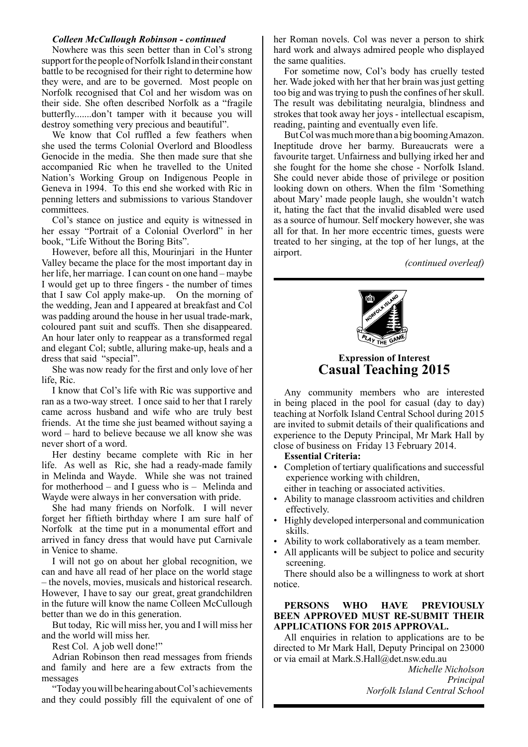***Colleen McCullough Robinson - continued***

Nowhere was this seen better than in Col's strong support for the people of Norfolk Island in their constant battle to be recognised for their right to determine how they were, and are to be governed. Most people on Norfolk recognised that Col and her wisdom was on their side. She often described Norfolk as a "fragile butterfly.......don't tamper with it because you will destroy something very precious and beautiful".

We know that Col ruffled a few feathers when she used the terms Colonial Overlord and Bloodless Genocide in the media. She then made sure that she accompanied Ric when he travelled to the United Nation's Working Group on Indigenous People in Geneva in 1994. To this end she worked with Ric in penning letters and submissions to various Standover committees.

Col's stance on justice and equity is witnessed in her essay "Portrait of a Colonial Overlord" in her book, "Life Without the Boring Bits".

However, before all this, Mourinjari in the Hunter Valley became the place for the most important day in her life, her marriage. I can count on one hand – maybe I would get up to three fingers - the number of times that I saw Col apply make-up. On the morning of the wedding, Jean and I appeared at breakfast and Col was padding around the house in her usual trade-mark, coloured pant suit and scuffs. Then she disappeared. An hour later only to reappear as a transformed regal and elegant Col; subtle, alluring make-up, heals and a dress that said "special".

She was now ready for the first and only love of her life, Ric.

I know that Col's life with Ric was supportive and ran as a two-way street. I once said to her that I rarely came across husband and wife who are truly best friends. At the time she just beamed without saying a word – hard to believe because we all know she was never short of a word.

Her destiny became complete with Ric in her life. As well as Ric, she had a ready-made family in Melinda and Wayde. While she was not trained for motherhood – and I guess who is – Melinda and Wayde were always in her conversation with pride.

She had many friends on Norfolk. I will never forget her fiftieth birthday where I am sure half of Norfolk at the time put in a monumental effort and arrived in fancy dress that would have put Carnivale in Venice to shame.

I will not go on about her global recognition, we can and have all read of her place on the world stage – the novels, movies, musicals and historical research. However, I have to say our great, great grandchildren in the future will know the name Colleen McCullough better than we do in this generation.

But today, Ric will miss her, you and I will miss her and the world will miss her.

Rest Col. A job well done!"

Adrian Robinson then read messages from friends and family and here are a few extracts from the messages

"Today you will be hearing about Col's achievements and they could possibly fill the equivalent of one of her Roman novels. Col was never a person to shirk hard work and always admired people who displayed the same qualities.

For sometime now, Col's body has cruelly tested her. Wade joked with her that her brain was just getting too big and was trying to push the confines of her skull. The result was debilitating neuralgia, blindness and strokes that took away her joys - intellectual escapism, reading, painting and eventually even life.

But Col was much more than a big booming Amazon. Ineptitude drove her barmy. Bureaucrats were a favourite target. Unfairness and bullying irked her and she fought for the home she chose - Norfolk Island. She could never abide those of privilege or position looking down on others. When the film 'Something about Mary' made people laugh, she wouldn't watch it, hating the fact that the invalid disabled were used as a source of humour. Self mockery however, she was all for that. In her more eccentric times, guests were treated to her singing, at the top of her lungs, at the airport.

*(continued overleaf)*

---

NORFOLK ISLAND
PLAY THE GAME

**Expression of Interest**

## Casual Teaching 2015

Any community members who are interested in being placed in the pool for casual (day to day) teaching at Norfolk Island Central School during 2015 are invited to submit details of their qualifications and experience to the Deputy Principal, Mr Mark Hall by close of business on Friday 13 February 2014.

**Essential Criteria:**

- Completion of tertiary qualifications and successful experience working with children, either in teaching or associated activities.
- Ability to manage classroom activities and children effectively.
- Highly developed interpersonal and communication skills.
- Ability to work collaboratively as a team member.
- All applicants will be subject to police and security screening.

There should also be a willingness to work at short notice.

**PERSONS WHO HAVE PREVIOUSLY BEEN APPROVED MUST RE-SUBMIT THEIR APPLICATIONS FOR 2015 APPROVAL.**

All enquiries in relation to applications are to be directed to Mr Mark Hall, Deputy Principal on 23000 or via email at Mark.S.Hall@det.nsw.edu.au

*Michelle Nicholson*
*Principal*
*Norfolk Island Central School*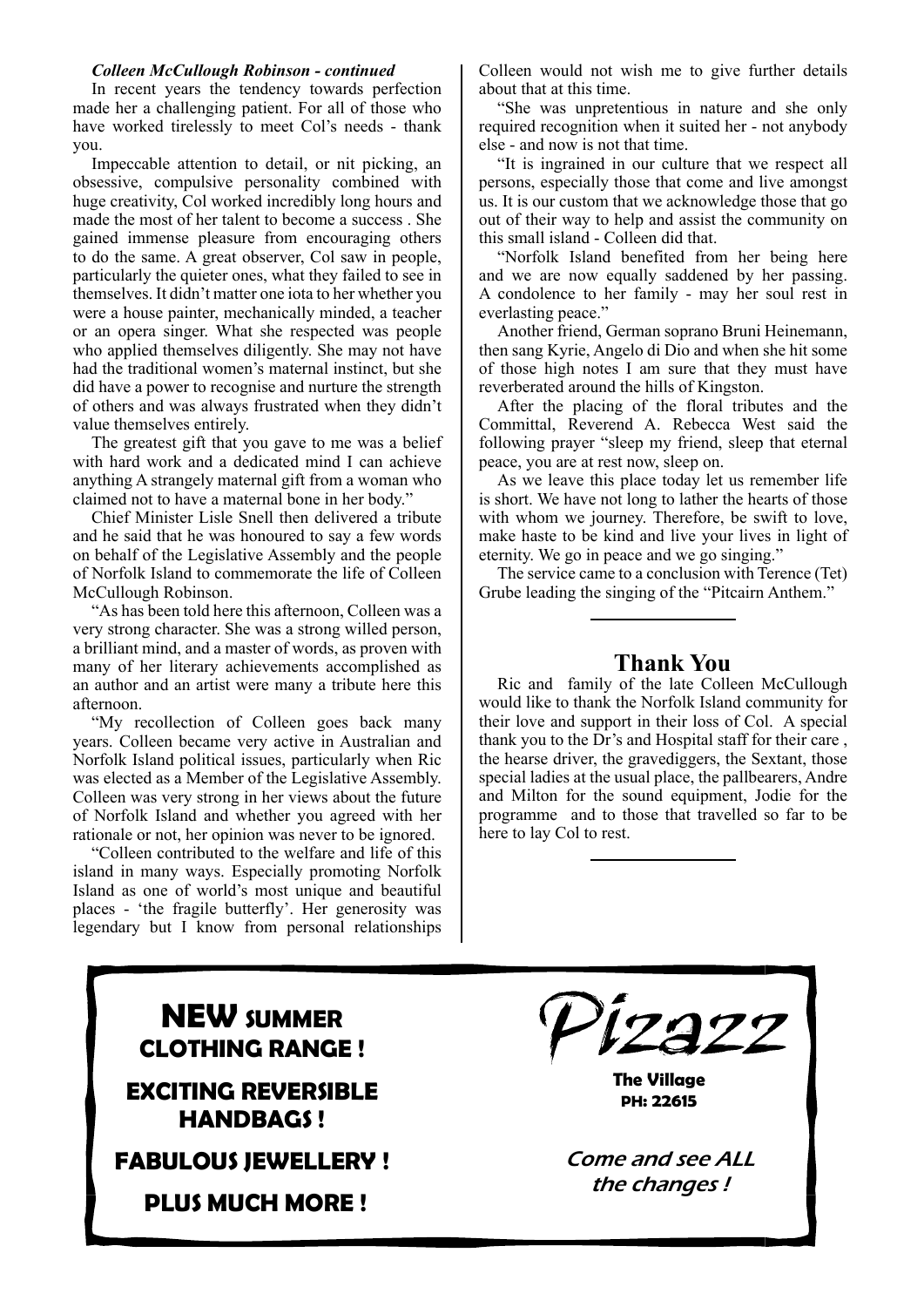***Colleen McCullough Robinson - continued***

In recent years the tendency towards perfection made her a challenging patient. For all of those who have worked tirelessly to meet Col's needs - thank you.

Impeccable attention to detail, or nit picking, an obsessive, compulsive personality combined with huge creativity, Col worked incredibly long hours and made the most of her talent to become a success . She gained immense pleasure from encouraging others to do the same. A great observer, Col saw in people, particularly the quieter ones, what they failed to see in themselves. It didn't matter one iota to her whether you were a house painter, mechanically minded, a teacher or an opera singer. What she respected was people who applied themselves diligently. She may not have had the traditional women's maternal instinct, but she did have a power to recognise and nurture the strength of others and was always frustrated when they didn't value themselves entirely.

The greatest gift that you gave to me was a belief with hard work and a dedicated mind I can achieve anything A strangely maternal gift from a woman who claimed not to have a maternal bone in her body."

Chief Minister Lisle Snell then delivered a tribute and he said that he was honoured to say a few words on behalf of the Legislative Assembly and the people of Norfolk Island to commemorate the life of Colleen McCullough Robinson.

"As has been told here this afternoon, Colleen was a very strong character. She was a strong willed person, a brilliant mind, and a master of words, as proven with many of her literary achievements accomplished as an author and an artist were many a tribute here this afternoon.

"My recollection of Colleen goes back many years. Colleen became very active in Australian and Norfolk Island political issues, particularly when Ric was elected as a Member of the Legislative Assembly. Colleen was very strong in her views about the future of Norfolk Island and whether you agreed with her rationale or not, her opinion was never to be ignored.

"Colleen contributed to the welfare and life of this island in many ways. Especially promoting Norfolk Island as one of world's most unique and beautiful places - 'the fragile butterfly'. Her generosity was legendary but I know from personal relationships Colleen would not wish me to give further details about that at this time.

"She was unpretentious in nature and she only required recognition when it suited her - not anybody else - and now is not that time.

"It is ingrained in our culture that we respect all persons, especially those that come and live amongst us. It is our custom that we acknowledge those that go out of their way to help and assist the community on this small island - Colleen did that.

"Norfolk Island benefited from her being here and we are now equally saddened by her passing. A condolence to her family - may her soul rest in everlasting peace."

Another friend, German soprano Bruni Heinemann, then sang Kyrie, Angelo di Dio and when she hit some of those high notes I am sure that they must have reverberated around the hills of Kingston.

After the placing of the floral tributes and the Committal, Reverend A. Rebecca West said the following prayer "sleep my friend, sleep that eternal peace, you are at rest now, sleep on.

As we leave this place today let us remember life is short. We have not long to lather the hearts of those with whom we journey. Therefore, be swift to love, make haste to be kind and live your lives in light of eternity. We go in peace and we go singing."

The service came to a conclusion with Terence (Tet) Grube leading the singing of the "Pitcairn Anthem."

---

## Thank You

Ric and family of the late Colleen McCullough would like to thank the Norfolk Island community for their love and support in their loss of Col. A special thank you to the Dr's and Hospital staff for their care , the hearse driver, the gravediggers, the Sextant, those special ladies at the usual place, the pallbearers, Andre and Milton for the sound equipment, Jodie for the programme and to those that travelled so far to be here to lay Col to rest.

---

**NEW SUMMER CLOTHING RANGE !**

**EXCITING REVERSIBLE HANDBAGS !**

**FABULOUS JEWELLERY !**

**PLUS MUCH MORE !**

*Pizazz*

**The Village**
**PH: 22615**

*Come and see ALL the changes !*